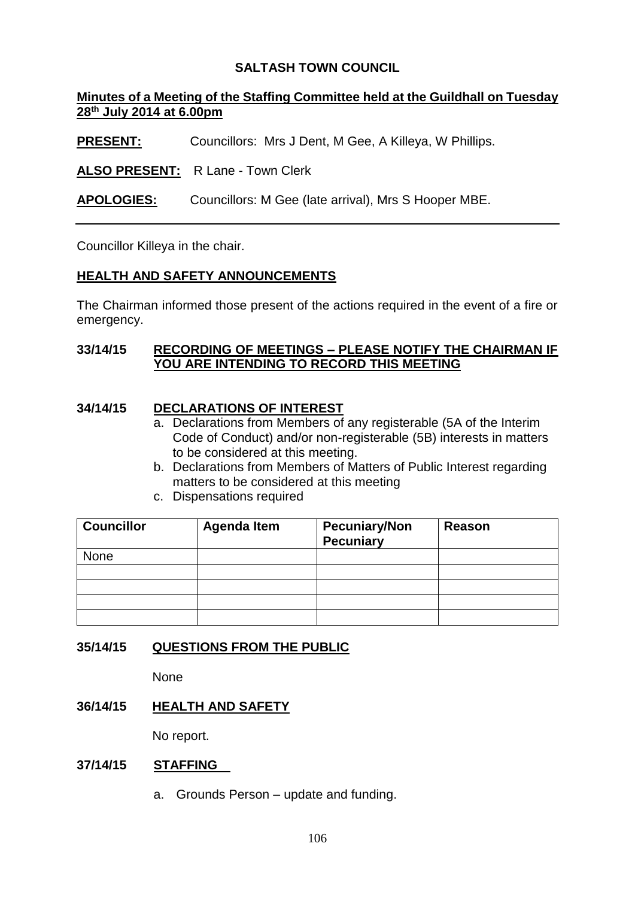# SALTASH TOWN COUNCIL

**Minutes of a Meeting of the Staffing Committee held at the Guildhall on Tuesday 28th July 2014 at 6.00pm**

**PRESENT:** Councillors: Mrs J Dent, M Gee, A Killeya, W Phillips.

**ALSO PRESENT:** R Lane - Town Clerk

**APOLOGIES:** Councillors: M Gee (late arrival), Mrs S Hooper MBE.

---

Councillor Killeya in the chair.

## HEALTH AND SAFETY ANNOUNCEMENTS

The Chairman informed those present of the actions required in the event of a fire or emergency.

## 33/14/15 RECORDING OF MEETINGS – PLEASE NOTIFY THE CHAIRMAN IF YOU ARE INTENDING TO RECORD THIS MEETING

## 34/14/15 DECLARATIONS OF INTEREST

a. Declarations from Members of any registerable (5A of the Interim Code of Conduct) and/or non-registerable (5B) interests in matters to be considered at this meeting.
b. Declarations from Members of Matters of Public Interest regarding matters to be considered at this meeting
c. Dispensations required

| Councillor | Agenda Item | Pecuniary/Non Pecuniary | Reason |
|---|---|---|---|
| None | | | |
| | | | |
| | | | |
| | | | |
| | | | |

## 35/14/15 QUESTIONS FROM THE PUBLIC

None

## 36/14/15 HEALTH AND SAFETY

No report.

## 37/14/15 STAFFING

a. Grounds Person – update and funding.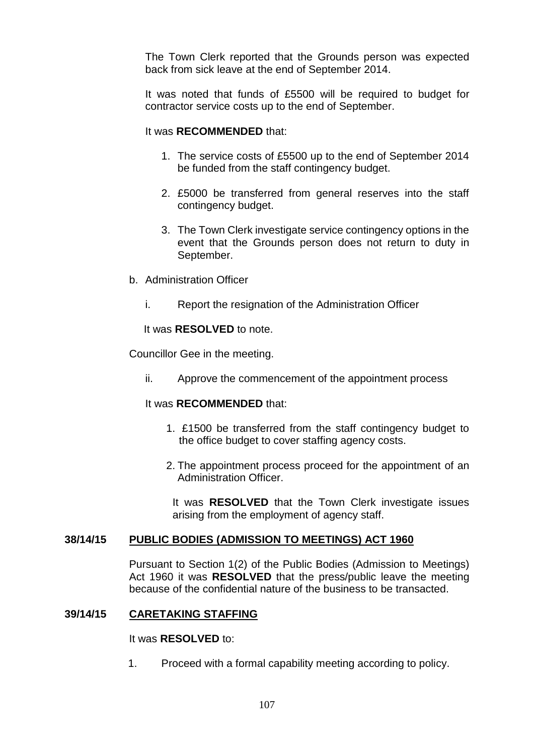The Town Clerk reported that the Grounds person was expected back from sick leave at the end of September 2014.

It was noted that funds of £5500 will be required to budget for contractor service costs up to the end of September.

It was **RECOMMENDED** that:

1. The service costs of £5500 up to the end of September 2014 be funded from the staff contingency budget.
2. £5000 be transferred from general reserves into the staff contingency budget.
3. The Town Clerk investigate service contingency options in the event that the Grounds person does not return to duty in September.

b. Administration Officer

   i. Report the resignation of the Administration Officer

   It was **RESOLVED** to note.

Councillor Gee in the meeting.

   ii. Approve the commencement of the appointment process

   It was **RECOMMENDED** that:

   1. £1500 be transferred from the staff contingency budget to the office budget to cover staffing agency costs.
   2. The appointment process proceed for the appointment of an Administration Officer.

   It was **RESOLVED** that the Town Clerk investigate issues arising from the employment of agency staff.

**38/14/15 PUBLIC BODIES (ADMISSION TO MEETINGS) ACT 1960**

Pursuant to Section 1(2) of the Public Bodies (Admission to Meetings) Act 1960 it was **RESOLVED** that the press/public leave the meeting because of the confidential nature of the business to be transacted.

**39/14/15 CARETAKING STAFFING**

It was **RESOLVED** to:

1. Proceed with a formal capability meeting according to policy.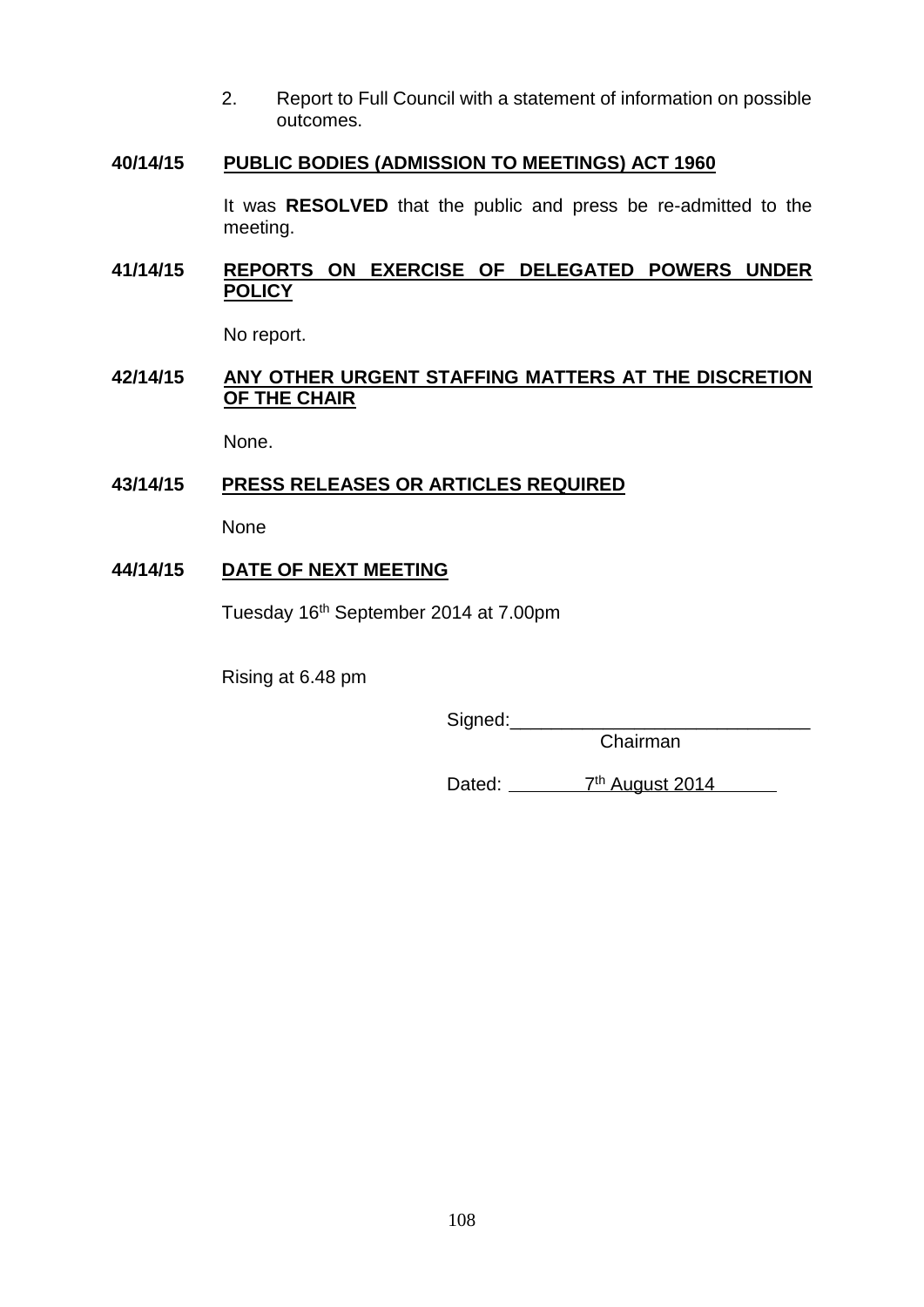2. Report to Full Council with a statement of information on possible outcomes.

**40/14/15 PUBLIC BODIES (ADMISSION TO MEETINGS) ACT 1960**

It was **RESOLVED** that the public and press be re-admitted to the meeting.

**41/14/15 REPORTS ON EXERCISE OF DELEGATED POWERS UNDER POLICY**

No report.

**42/14/15 ANY OTHER URGENT STAFFING MATTERS AT THE DISCRETION OF THE CHAIR**

None.

**43/14/15 PRESS RELEASES OR ARTICLES REQUIRED**

None

**44/14/15 DATE OF NEXT MEETING**

Tuesday 16th September 2014 at 7.00pm

Rising at 6.48 pm

Signed:_____________________________
Chairman

Dated: 7th August 2014